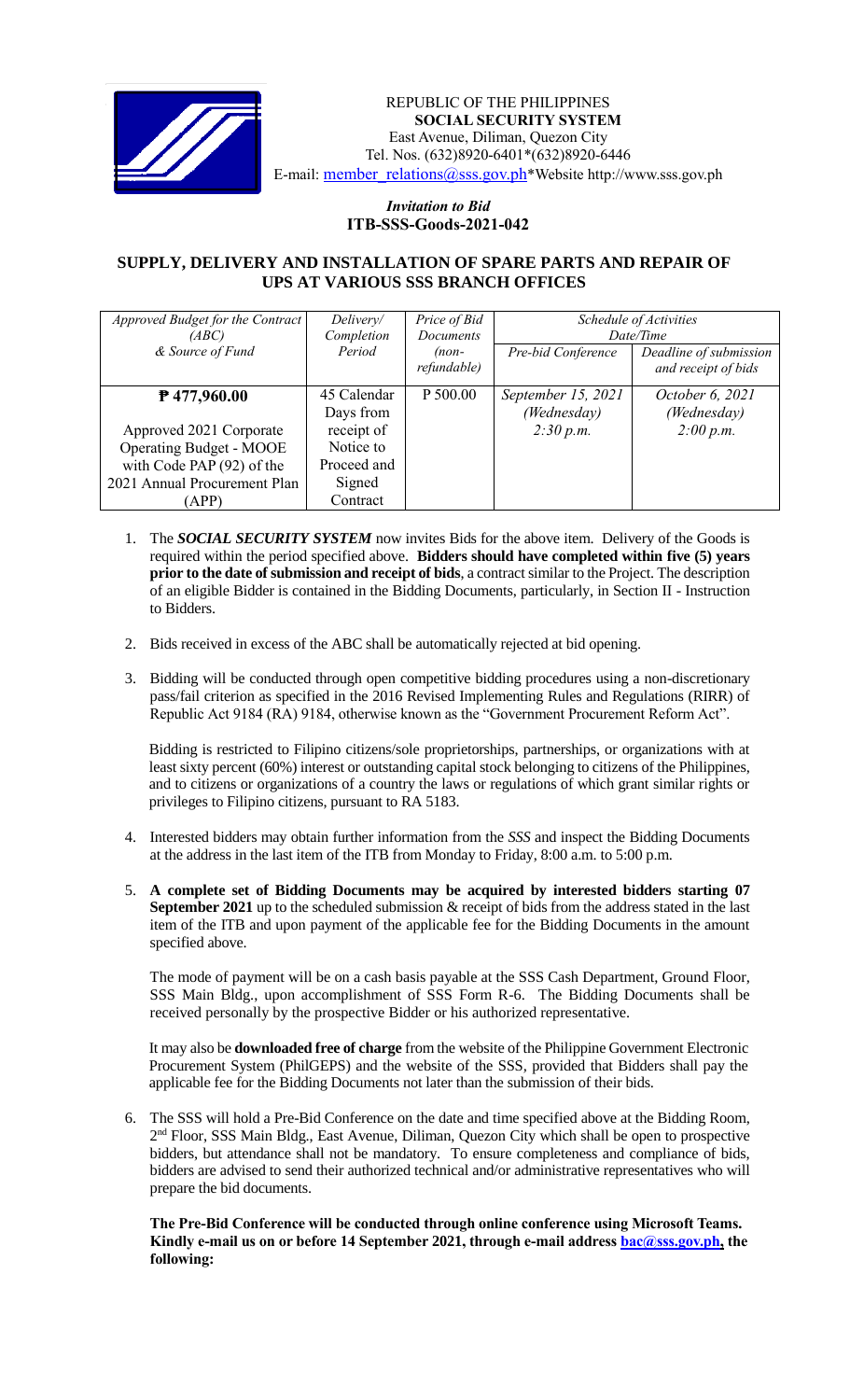REPUBLIC OF THE PHILIPPINES
**SOCIAL SECURITY SYSTEM**
East Avenue, Diliman, Quezon City
Tel. Nos. (632)8920-6401*(632)8920-6446
E-mail: member_relations@sss.gov.ph*Website http://www.sss.gov.ph

*Invitation to Bid*
**ITB-SSS-Goods-2021-042**

## SUPPLY, DELIVERY AND INSTALLATION OF SPARE PARTS AND REPAIR OF UPS AT VARIOUS SSS BRANCH OFFICES

| *Approved Budget for the Contract (ABC) & Source of Fund* | *Delivery/ Completion Period* | *Price of Bid Documents (non-refundable)* | *Schedule of Activities Date/Time* | |
|---|---|---|---|---|
| | | | *Pre-bid Conference* | *Deadline of submission and receipt of bids* |
| **₱ 477,960.00**<br><br>Approved 2021 Corporate Operating Budget - MOOE with Code PAP (92) of the 2021 Annual Procurement Plan (APP) | 45 Calendar Days from receipt of Notice to Proceed and Signed Contract | P 500.00 | *September 15, 2021 (Wednesday) 2:30 p.m.* | *October 6, 2021 (Wednesday) 2:00 p.m.* |

1. The ***SOCIAL SECURITY SYSTEM*** now invites Bids for the above item. Delivery of the Goods is required within the period specified above. **Bidders should have completed within five (5) years prior to the date of submission and receipt of bids**, a contract similar to the Project. The description of an eligible Bidder is contained in the Bidding Documents, particularly, in Section II - Instruction to Bidders.

2. Bids received in excess of the ABC shall be automatically rejected at bid opening.

3. Bidding will be conducted through open competitive bidding procedures using a non-discretionary pass/fail criterion as specified in the 2016 Revised Implementing Rules and Regulations (RIRR) of Republic Act 9184 (RA) 9184, otherwise known as the "Government Procurement Reform Act".

   Bidding is restricted to Filipino citizens/sole proprietorships, partnerships, or organizations with at least sixty percent (60%) interest or outstanding capital stock belonging to citizens of the Philippines, and to citizens or organizations of a country the laws or regulations of which grant similar rights or privileges to Filipino citizens, pursuant to RA 5183.

4. Interested bidders may obtain further information from the *SSS* and inspect the Bidding Documents at the address in the last item of the ITB from Monday to Friday, 8:00 a.m. to 5:00 p.m.

5. **A complete set of Bidding Documents may be acquired by interested bidders starting 07 September 2021** up to the scheduled submission & receipt of bids from the address stated in the last item of the ITB and upon payment of the applicable fee for the Bidding Documents in the amount specified above.

   The mode of payment will be on a cash basis payable at the SSS Cash Department, Ground Floor, SSS Main Bldg., upon accomplishment of SSS Form R-6. The Bidding Documents shall be received personally by the prospective Bidder or his authorized representative.

   It may also be **downloaded free of charge** from the website of the Philippine Government Electronic Procurement System (PhilGEPS) and the website of the SSS, provided that Bidders shall pay the applicable fee for the Bidding Documents not later than the submission of their bids.

6. The SSS will hold a Pre-Bid Conference on the date and time specified above at the Bidding Room, 2nd Floor, SSS Main Bldg., East Avenue, Diliman, Quezon City which shall be open to prospective bidders, but attendance shall not be mandatory. To ensure completeness and compliance of bids, bidders are advised to send their authorized technical and/or administrative representatives who will prepare the bid documents.

   **The Pre-Bid Conference will be conducted through online conference using Microsoft Teams. Kindly e-mail us on or before 14 September 2021, through e-mail address bac@sss.gov.ph, the following:**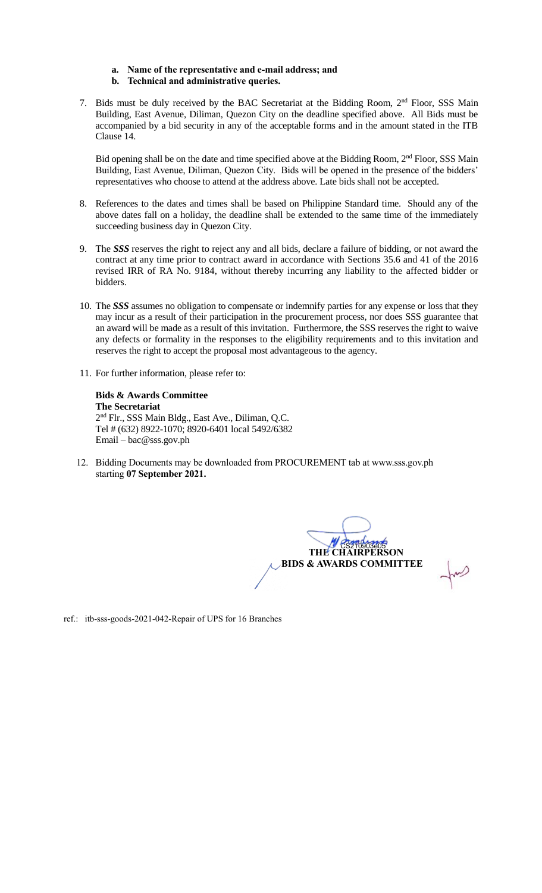a. **Name of the representative and e-mail address; and**
   b. **Technical and administrative queries.**

7. Bids must be duly received by the BAC Secretariat at the Bidding Room, 2nd Floor, SSS Main Building, East Avenue, Diliman, Quezon City on the deadline specified above. All Bids must be accompanied by a bid security in any of the acceptable forms and in the amount stated in the ITB Clause 14.

   Bid opening shall be on the date and time specified above at the Bidding Room, 2nd Floor, SSS Main Building, East Avenue, Diliman, Quezon City. Bids will be opened in the presence of the bidders' representatives who choose to attend at the address above. Late bids shall not be accepted.

8. References to the dates and times shall be based on Philippine Standard time. Should any of the above dates fall on a holiday, the deadline shall be extended to the same time of the immediately succeeding business day in Quezon City.

9. The ***SSS*** reserves the right to reject any and all bids, declare a failure of bidding, or not award the contract at any time prior to contract award in accordance with Sections 35.6 and 41 of the 2016 revised IRR of RA No. 9184, without thereby incurring any liability to the affected bidder or bidders.

10. The ***SSS*** assumes no obligation to compensate or indemnify parties for any expense or loss that they may incur as a result of their participation in the procurement process, nor does SSS guarantee that an award will be made as a result of this invitation. Furthermore, the SSS reserves the right to waive any defects or formality in the responses to the eligibility requirements and to this invitation and reserves the right to accept the proposal most advantageous to the agency.

11. For further information, please refer to:

    **Bids & Awards Committee**
    **The Secretariat**
    2nd Flr., SSS Main Bldg., East Ave., Diliman, Q.C.
    Tel # (632) 8922-1070; 8920-6401 local 5492/6382
    Email – bac@sss.gov.ph

12. Bidding Documents may be downloaded from PROCUREMENT tab at www.sss.gov.ph starting **07 September 2021.**

CS210903605

**THE CHAIRPERSON**
**BIDS & AWARDS COMMITTEE**

ref.: itb-sss-goods-2021-042-Repair of UPS for 16 Branches